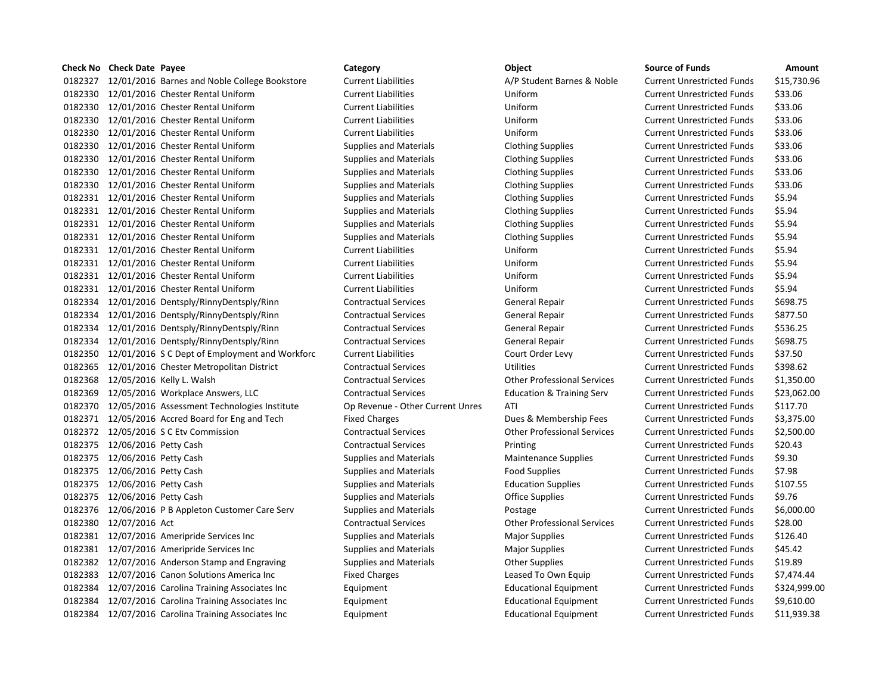| Check No | Check Date | Payee | Category | Object | Source of Funds | Amount |
|---|---|---|---|---|---|---|
| 0182327 | 12/01/2016 | Barnes and Noble College Bookstore | Current Liabilities | A/P Student Barnes & Noble | Current Unrestricted Funds | $15,730.96 |
| 0182330 | 12/01/2016 | Chester Rental Uniform | Current Liabilities | Uniform | Current Unrestricted Funds | $33.06 |
| 0182330 | 12/01/2016 | Chester Rental Uniform | Current Liabilities | Uniform | Current Unrestricted Funds | $33.06 |
| 0182330 | 12/01/2016 | Chester Rental Uniform | Current Liabilities | Uniform | Current Unrestricted Funds | $33.06 |
| 0182330 | 12/01/2016 | Chester Rental Uniform | Current Liabilities | Uniform | Current Unrestricted Funds | $33.06 |
| 0182330 | 12/01/2016 | Chester Rental Uniform | Supplies and Materials | Clothing Supplies | Current Unrestricted Funds | $33.06 |
| 0182330 | 12/01/2016 | Chester Rental Uniform | Supplies and Materials | Clothing Supplies | Current Unrestricted Funds | $33.06 |
| 0182330 | 12/01/2016 | Chester Rental Uniform | Supplies and Materials | Clothing Supplies | Current Unrestricted Funds | $33.06 |
| 0182330 | 12/01/2016 | Chester Rental Uniform | Supplies and Materials | Clothing Supplies | Current Unrestricted Funds | $33.06 |
| 0182331 | 12/01/2016 | Chester Rental Uniform | Supplies and Materials | Clothing Supplies | Current Unrestricted Funds | $5.94 |
| 0182331 | 12/01/2016 | Chester Rental Uniform | Supplies and Materials | Clothing Supplies | Current Unrestricted Funds | $5.94 |
| 0182331 | 12/01/2016 | Chester Rental Uniform | Supplies and Materials | Clothing Supplies | Current Unrestricted Funds | $5.94 |
| 0182331 | 12/01/2016 | Chester Rental Uniform | Supplies and Materials | Clothing Supplies | Current Unrestricted Funds | $5.94 |
| 0182331 | 12/01/2016 | Chester Rental Uniform | Current Liabilities | Uniform | Current Unrestricted Funds | $5.94 |
| 0182331 | 12/01/2016 | Chester Rental Uniform | Current Liabilities | Uniform | Current Unrestricted Funds | $5.94 |
| 0182331 | 12/01/2016 | Chester Rental Uniform | Current Liabilities | Uniform | Current Unrestricted Funds | $5.94 |
| 0182331 | 12/01/2016 | Chester Rental Uniform | Current Liabilities | Uniform | Current Unrestricted Funds | $5.94 |
| 0182334 | 12/01/2016 | Dentsply/RinnyDentsply/Rinn | Contractual Services | General Repair | Current Unrestricted Funds | $698.75 |
| 0182334 | 12/01/2016 | Dentsply/RinnyDentsply/Rinn | Contractual Services | General Repair | Current Unrestricted Funds | $877.50 |
| 0182334 | 12/01/2016 | Dentsply/RinnyDentsply/Rinn | Contractual Services | General Repair | Current Unrestricted Funds | $536.25 |
| 0182334 | 12/01/2016 | Dentsply/RinnyDentsply/Rinn | Contractual Services | General Repair | Current Unrestricted Funds | $698.75 |
| 0182350 | 12/01/2016 | S C Dept of Employment and Workforc | Current Liabilities | Court Order Levy | Current Unrestricted Funds | $37.50 |
| 0182365 | 12/01/2016 | Chester Metropolitan District | Contractual Services | Utilities | Current Unrestricted Funds | $398.62 |
| 0182368 | 12/05/2016 | Kelly L. Walsh | Contractual Services | Other Professional Services | Current Unrestricted Funds | $1,350.00 |
| 0182369 | 12/05/2016 | Workplace Answers, LLC | Contractual Services | Education & Training Serv | Current Unrestricted Funds | $23,062.00 |
| 0182370 | 12/05/2016 | Assessment Technologies Institute | Op Revenue - Other Current Unres | ATI | Current Unrestricted Funds | $117.70 |
| 0182371 | 12/05/2016 | Accred Board for Eng and Tech | Fixed Charges | Dues & Membership Fees | Current Unrestricted Funds | $3,375.00 |
| 0182372 | 12/05/2016 | S C Etv Commission | Contractual Services | Other Professional Services | Current Unrestricted Funds | $2,500.00 |
| 0182375 | 12/06/2016 | Petty Cash | Contractual Services | Printing | Current Unrestricted Funds | $20.43 |
| 0182375 | 12/06/2016 | Petty Cash | Supplies and Materials | Maintenance Supplies | Current Unrestricted Funds | $9.30 |
| 0182375 | 12/06/2016 | Petty Cash | Supplies and Materials | Food Supplies | Current Unrestricted Funds | $7.98 |
| 0182375 | 12/06/2016 | Petty Cash | Supplies and Materials | Education Supplies | Current Unrestricted Funds | $107.55 |
| 0182375 | 12/06/2016 | Petty Cash | Supplies and Materials | Office Supplies | Current Unrestricted Funds | $9.76 |
| 0182376 | 12/06/2016 | P B Appleton Customer Care Serv | Supplies and Materials | Postage | Current Unrestricted Funds | $6,000.00 |
| 0182380 | 12/07/2016 | Act | Contractual Services | Other Professional Services | Current Unrestricted Funds | $28.00 |
| 0182381 | 12/07/2016 | Ameripride Services Inc | Supplies and Materials | Major Supplies | Current Unrestricted Funds | $126.40 |
| 0182381 | 12/07/2016 | Ameripride Services Inc | Supplies and Materials | Major Supplies | Current Unrestricted Funds | $45.42 |
| 0182382 | 12/07/2016 | Anderson Stamp and Engraving | Supplies and Materials | Other Supplies | Current Unrestricted Funds | $19.89 |
| 0182383 | 12/07/2016 | Canon Solutions America Inc | Fixed Charges | Leased To Own Equip | Current Unrestricted Funds | $7,474.44 |
| 0182384 | 12/07/2016 | Carolina Training Associates Inc | Equipment | Educational Equipment | Current Unrestricted Funds | $324,999.00 |
| 0182384 | 12/07/2016 | Carolina Training Associates Inc | Equipment | Educational Equipment | Current Unrestricted Funds | $9,610.00 |
| 0182384 | 12/07/2016 | Carolina Training Associates Inc | Equipment | Educational Equipment | Current Unrestricted Funds | $11,939.38 |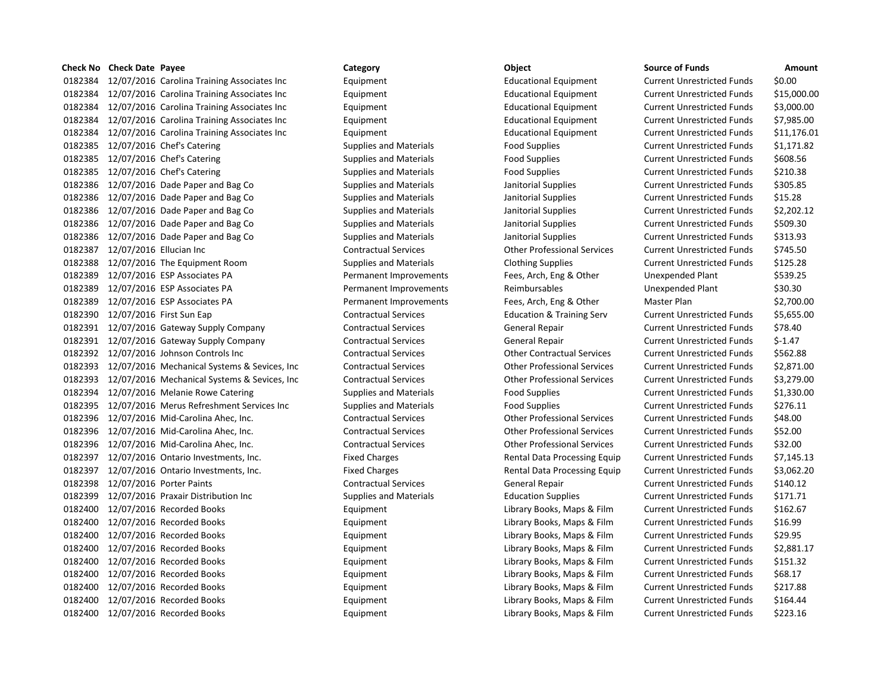| Check No | Check Date | Payee | Category | Object | Source of Funds | Amount |
|---|---|---|---|---|---|---|
| 0182384 | 12/07/2016 | Carolina Training Associates Inc | Equipment | Educational Equipment | Current Unrestricted Funds | $0.00 |
| 0182384 | 12/07/2016 | Carolina Training Associates Inc | Equipment | Educational Equipment | Current Unrestricted Funds | $15,000.00 |
| 0182384 | 12/07/2016 | Carolina Training Associates Inc | Equipment | Educational Equipment | Current Unrestricted Funds | $3,000.00 |
| 0182384 | 12/07/2016 | Carolina Training Associates Inc | Equipment | Educational Equipment | Current Unrestricted Funds | $7,985.00 |
| 0182384 | 12/07/2016 | Carolina Training Associates Inc | Equipment | Educational Equipment | Current Unrestricted Funds | $11,176.01 |
| 0182385 | 12/07/2016 | Chef's Catering | Supplies and Materials | Food Supplies | Current Unrestricted Funds | $1,171.82 |
| 0182385 | 12/07/2016 | Chef's Catering | Supplies and Materials | Food Supplies | Current Unrestricted Funds | $608.56 |
| 0182385 | 12/07/2016 | Chef's Catering | Supplies and Materials | Food Supplies | Current Unrestricted Funds | $210.38 |
| 0182386 | 12/07/2016 | Dade Paper and Bag Co | Supplies and Materials | Janitorial Supplies | Current Unrestricted Funds | $305.85 |
| 0182386 | 12/07/2016 | Dade Paper and Bag Co | Supplies and Materials | Janitorial Supplies | Current Unrestricted Funds | $15.28 |
| 0182386 | 12/07/2016 | Dade Paper and Bag Co | Supplies and Materials | Janitorial Supplies | Current Unrestricted Funds | $2,202.12 |
| 0182386 | 12/07/2016 | Dade Paper and Bag Co | Supplies and Materials | Janitorial Supplies | Current Unrestricted Funds | $509.30 |
| 0182386 | 12/07/2016 | Dade Paper and Bag Co | Supplies and Materials | Janitorial Supplies | Current Unrestricted Funds | $313.93 |
| 0182387 | 12/07/2016 | Ellucian Inc | Contractual Services | Other Professional Services | Current Unrestricted Funds | $745.50 |
| 0182388 | 12/07/2016 | The Equipment Room | Supplies and Materials | Clothing Supplies | Current Unrestricted Funds | $125.28 |
| 0182389 | 12/07/2016 | ESP Associates PA | Permanent Improvements | Fees, Arch, Eng & Other | Unexpended Plant | $539.25 |
| 0182389 | 12/07/2016 | ESP Associates PA | Permanent Improvements | Reimbursables | Unexpended Plant | $30.30 |
| 0182389 | 12/07/2016 | ESP Associates PA | Permanent Improvements | Fees, Arch, Eng & Other | Master Plan | $2,700.00 |
| 0182390 | 12/07/2016 | First Sun Eap | Contractual Services | Education & Training Serv | Current Unrestricted Funds | $5,655.00 |
| 0182391 | 12/07/2016 | Gateway Supply Company | Contractual Services | General Repair | Current Unrestricted Funds | $78.40 |
| 0182391 | 12/07/2016 | Gateway Supply Company | Contractual Services | General Repair | Current Unrestricted Funds | $-1.47 |
| 0182392 | 12/07/2016 | Johnson Controls Inc | Contractual Services | Other Contractual Services | Current Unrestricted Funds | $562.88 |
| 0182393 | 12/07/2016 | Mechanical Systems & Sevices, Inc | Contractual Services | Other Professional Services | Current Unrestricted Funds | $2,871.00 |
| 0182393 | 12/07/2016 | Mechanical Systems & Sevices, Inc | Contractual Services | Other Professional Services | Current Unrestricted Funds | $3,279.00 |
| 0182394 | 12/07/2016 | Melanie Rowe Catering | Supplies and Materials | Food Supplies | Current Unrestricted Funds | $1,330.00 |
| 0182395 | 12/07/2016 | Merus Refreshment Services Inc | Supplies and Materials | Food Supplies | Current Unrestricted Funds | $276.11 |
| 0182396 | 12/07/2016 | Mid-Carolina Ahec, Inc. | Contractual Services | Other Professional Services | Current Unrestricted Funds | $48.00 |
| 0182396 | 12/07/2016 | Mid-Carolina Ahec, Inc. | Contractual Services | Other Professional Services | Current Unrestricted Funds | $52.00 |
| 0182396 | 12/07/2016 | Mid-Carolina Ahec, Inc. | Contractual Services | Other Professional Services | Current Unrestricted Funds | $32.00 |
| 0182397 | 12/07/2016 | Ontario Investments, Inc. | Fixed Charges | Rental Data Processing Equip | Current Unrestricted Funds | $7,145.13 |
| 0182397 | 12/07/2016 | Ontario Investments, Inc. | Fixed Charges | Rental Data Processing Equip | Current Unrestricted Funds | $3,062.20 |
| 0182398 | 12/07/2016 | Porter Paints | Contractual Services | General Repair | Current Unrestricted Funds | $140.12 |
| 0182399 | 12/07/2016 | Praxair Distribution Inc | Supplies and Materials | Education Supplies | Current Unrestricted Funds | $171.71 |
| 0182400 | 12/07/2016 | Recorded Books | Equipment | Library Books, Maps & Film | Current Unrestricted Funds | $162.67 |
| 0182400 | 12/07/2016 | Recorded Books | Equipment | Library Books, Maps & Film | Current Unrestricted Funds | $16.99 |
| 0182400 | 12/07/2016 | Recorded Books | Equipment | Library Books, Maps & Film | Current Unrestricted Funds | $29.95 |
| 0182400 | 12/07/2016 | Recorded Books | Equipment | Library Books, Maps & Film | Current Unrestricted Funds | $2,881.17 |
| 0182400 | 12/07/2016 | Recorded Books | Equipment | Library Books, Maps & Film | Current Unrestricted Funds | $151.32 |
| 0182400 | 12/07/2016 | Recorded Books | Equipment | Library Books, Maps & Film | Current Unrestricted Funds | $68.17 |
| 0182400 | 12/07/2016 | Recorded Books | Equipment | Library Books, Maps & Film | Current Unrestricted Funds | $217.88 |
| 0182400 | 12/07/2016 | Recorded Books | Equipment | Library Books, Maps & Film | Current Unrestricted Funds | $164.44 |
| 0182400 | 12/07/2016 | Recorded Books | Equipment | Library Books, Maps & Film | Current Unrestricted Funds | $223.16 |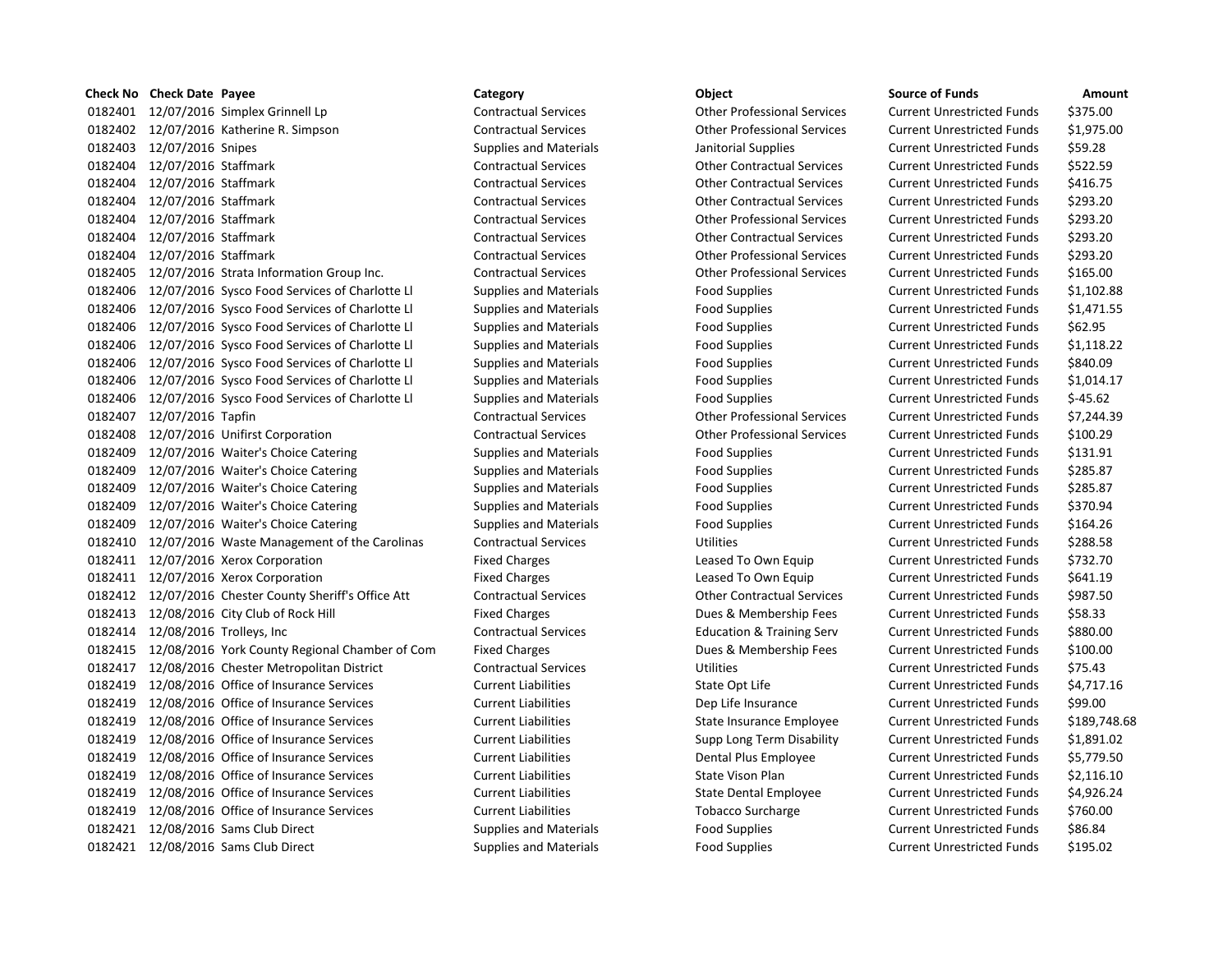| Check No | Check Date | Payee | Category | Object | Source of Funds | Amount |
|---|---|---|---|---|---|---|
| 0182401 | 12/07/2016 | Simplex Grinnell Lp | Contractual Services | Other Professional Services | Current Unrestricted Funds | $375.00 |
| 0182402 | 12/07/2016 | Katherine R. Simpson | Contractual Services | Other Professional Services | Current Unrestricted Funds | $1,975.00 |
| 0182403 | 12/07/2016 | Snipes | Supplies and Materials | Janitorial Supplies | Current Unrestricted Funds | $59.28 |
| 0182404 | 12/07/2016 | Staffmark | Contractual Services | Other Contractual Services | Current Unrestricted Funds | $522.59 |
| 0182404 | 12/07/2016 | Staffmark | Contractual Services | Other Contractual Services | Current Unrestricted Funds | $416.75 |
| 0182404 | 12/07/2016 | Staffmark | Contractual Services | Other Contractual Services | Current Unrestricted Funds | $293.20 |
| 0182404 | 12/07/2016 | Staffmark | Contractual Services | Other Professional Services | Current Unrestricted Funds | $293.20 |
| 0182404 | 12/07/2016 | Staffmark | Contractual Services | Other Contractual Services | Current Unrestricted Funds | $293.20 |
| 0182404 | 12/07/2016 | Staffmark | Contractual Services | Other Professional Services | Current Unrestricted Funds | $293.20 |
| 0182405 | 12/07/2016 | Strata Information Group Inc. | Contractual Services | Other Professional Services | Current Unrestricted Funds | $165.00 |
| 0182406 | 12/07/2016 | Sysco Food Services of Charlotte Ll | Supplies and Materials | Food Supplies | Current Unrestricted Funds | $1,102.88 |
| 0182406 | 12/07/2016 | Sysco Food Services of Charlotte Ll | Supplies and Materials | Food Supplies | Current Unrestricted Funds | $1,471.55 |
| 0182406 | 12/07/2016 | Sysco Food Services of Charlotte Ll | Supplies and Materials | Food Supplies | Current Unrestricted Funds | $62.95 |
| 0182406 | 12/07/2016 | Sysco Food Services of Charlotte Ll | Supplies and Materials | Food Supplies | Current Unrestricted Funds | $1,118.22 |
| 0182406 | 12/07/2016 | Sysco Food Services of Charlotte Ll | Supplies and Materials | Food Supplies | Current Unrestricted Funds | $840.09 |
| 0182406 | 12/07/2016 | Sysco Food Services of Charlotte Ll | Supplies and Materials | Food Supplies | Current Unrestricted Funds | $1,014.17 |
| 0182406 | 12/07/2016 | Sysco Food Services of Charlotte Ll | Supplies and Materials | Food Supplies | Current Unrestricted Funds | $-45.62 |
| 0182407 | 12/07/2016 | Tapfin | Contractual Services | Other Professional Services | Current Unrestricted Funds | $7,244.39 |
| 0182408 | 12/07/2016 | Unifirst Corporation | Contractual Services | Other Professional Services | Current Unrestricted Funds | $100.29 |
| 0182409 | 12/07/2016 | Waiter's Choice Catering | Supplies and Materials | Food Supplies | Current Unrestricted Funds | $131.91 |
| 0182409 | 12/07/2016 | Waiter's Choice Catering | Supplies and Materials | Food Supplies | Current Unrestricted Funds | $285.87 |
| 0182409 | 12/07/2016 | Waiter's Choice Catering | Supplies and Materials | Food Supplies | Current Unrestricted Funds | $285.87 |
| 0182409 | 12/07/2016 | Waiter's Choice Catering | Supplies and Materials | Food Supplies | Current Unrestricted Funds | $370.94 |
| 0182409 | 12/07/2016 | Waiter's Choice Catering | Supplies and Materials | Food Supplies | Current Unrestricted Funds | $164.26 |
| 0182410 | 12/07/2016 | Waste Management of the Carolinas | Contractual Services | Utilities | Current Unrestricted Funds | $288.58 |
| 0182411 | 12/07/2016 | Xerox Corporation | Fixed Charges | Leased To Own Equip | Current Unrestricted Funds | $732.70 |
| 0182411 | 12/07/2016 | Xerox Corporation | Fixed Charges | Leased To Own Equip | Current Unrestricted Funds | $641.19 |
| 0182412 | 12/07/2016 | Chester County Sheriff's Office Att | Contractual Services | Other Contractual Services | Current Unrestricted Funds | $987.50 |
| 0182413 | 12/08/2016 | City Club of Rock Hill | Fixed Charges | Dues & Membership Fees | Current Unrestricted Funds | $58.33 |
| 0182414 | 12/08/2016 | Trolleys, Inc | Contractual Services | Education & Training Serv | Current Unrestricted Funds | $880.00 |
| 0182415 | 12/08/2016 | York County Regional Chamber of Com | Fixed Charges | Dues & Membership Fees | Current Unrestricted Funds | $100.00 |
| 0182417 | 12/08/2016 | Chester Metropolitan District | Contractual Services | Utilities | Current Unrestricted Funds | $75.43 |
| 0182419 | 12/08/2016 | Office of Insurance Services | Current Liabilities | State Opt Life | Current Unrestricted Funds | $4,717.16 |
| 0182419 | 12/08/2016 | Office of Insurance Services | Current Liabilities | Dep Life Insurance | Current Unrestricted Funds | $99.00 |
| 0182419 | 12/08/2016 | Office of Insurance Services | Current Liabilities | State Insurance Employee | Current Unrestricted Funds | $189,748.68 |
| 0182419 | 12/08/2016 | Office of Insurance Services | Current Liabilities | Supp Long Term Disability | Current Unrestricted Funds | $1,891.02 |
| 0182419 | 12/08/2016 | Office of Insurance Services | Current Liabilities | Dental Plus Employee | Current Unrestricted Funds | $5,779.50 |
| 0182419 | 12/08/2016 | Office of Insurance Services | Current Liabilities | State Vison Plan | Current Unrestricted Funds | $2,116.10 |
| 0182419 | 12/08/2016 | Office of Insurance Services | Current Liabilities | State Dental Employee | Current Unrestricted Funds | $4,926.24 |
| 0182419 | 12/08/2016 | Office of Insurance Services | Current Liabilities | Tobacco Surcharge | Current Unrestricted Funds | $760.00 |
| 0182421 | 12/08/2016 | Sams Club Direct | Supplies and Materials | Food Supplies | Current Unrestricted Funds | $86.84 |
| 0182421 | 12/08/2016 | Sams Club Direct | Supplies and Materials | Food Supplies | Current Unrestricted Funds | $195.02 |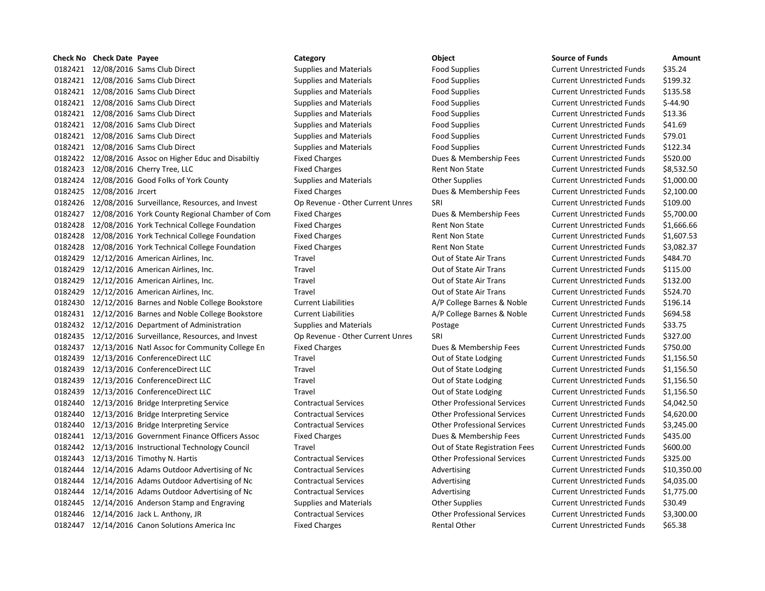| Check No | Check Date | Payee | Category | Object | Source of Funds | Amount |
| --- | --- | --- | --- | --- | --- | --- |
| 0182421 | 12/08/2016 | Sams Club Direct | Supplies and Materials | Food Supplies | Current Unrestricted Funds | $35.24 |
| 0182421 | 12/08/2016 | Sams Club Direct | Supplies and Materials | Food Supplies | Current Unrestricted Funds | $199.32 |
| 0182421 | 12/08/2016 | Sams Club Direct | Supplies and Materials | Food Supplies | Current Unrestricted Funds | $135.58 |
| 0182421 | 12/08/2016 | Sams Club Direct | Supplies and Materials | Food Supplies | Current Unrestricted Funds | $-44.90 |
| 0182421 | 12/08/2016 | Sams Club Direct | Supplies and Materials | Food Supplies | Current Unrestricted Funds | $13.36 |
| 0182421 | 12/08/2016 | Sams Club Direct | Supplies and Materials | Food Supplies | Current Unrestricted Funds | $41.69 |
| 0182421 | 12/08/2016 | Sams Club Direct | Supplies and Materials | Food Supplies | Current Unrestricted Funds | $79.01 |
| 0182421 | 12/08/2016 | Sams Club Direct | Supplies and Materials | Food Supplies | Current Unrestricted Funds | $122.34 |
| 0182422 | 12/08/2016 | Assoc on Higher Educ and Disabiltiy | Fixed Charges | Dues & Membership Fees | Current Unrestricted Funds | $520.00 |
| 0182423 | 12/08/2016 | Cherry Tree, LLC | Fixed Charges | Rent Non State | Current Unrestricted Funds | $8,532.50 |
| 0182424 | 12/08/2016 | Good Folks of York County | Supplies and Materials | Other Supplies | Current Unrestricted Funds | $1,000.00 |
| 0182425 | 12/08/2016 | Jrcert | Fixed Charges | Dues & Membership Fees | Current Unrestricted Funds | $2,100.00 |
| 0182426 | 12/08/2016 | Surveillance, Resources, and Invest | Op Revenue - Other Current Unres | SRI | Current Unrestricted Funds | $109.00 |
| 0182427 | 12/08/2016 | York County Regional Chamber of Com | Fixed Charges | Dues & Membership Fees | Current Unrestricted Funds | $5,700.00 |
| 0182428 | 12/08/2016 | York Technical College Foundation | Fixed Charges | Rent Non State | Current Unrestricted Funds | $1,666.66 |
| 0182428 | 12/08/2016 | York Technical College Foundation | Fixed Charges | Rent Non State | Current Unrestricted Funds | $1,607.53 |
| 0182428 | 12/08/2016 | York Technical College Foundation | Fixed Charges | Rent Non State | Current Unrestricted Funds | $3,082.37 |
| 0182429 | 12/12/2016 | American Airlines, Inc. | Travel | Out of State Air Trans | Current Unrestricted Funds | $484.70 |
| 0182429 | 12/12/2016 | American Airlines, Inc. | Travel | Out of State Air Trans | Current Unrestricted Funds | $115.00 |
| 0182429 | 12/12/2016 | American Airlines, Inc. | Travel | Out of State Air Trans | Current Unrestricted Funds | $132.00 |
| 0182429 | 12/12/2016 | American Airlines, Inc. | Travel | Out of State Air Trans | Current Unrestricted Funds | $524.70 |
| 0182430 | 12/12/2016 | Barnes and Noble College Bookstore | Current Liabilities | A/P College Barnes & Noble | Current Unrestricted Funds | $196.14 |
| 0182431 | 12/12/2016 | Barnes and Noble College Bookstore | Current Liabilities | A/P College Barnes & Noble | Current Unrestricted Funds | $694.58 |
| 0182432 | 12/12/2016 | Department of Administration | Supplies and Materials | Postage | Current Unrestricted Funds | $33.75 |
| 0182435 | 12/12/2016 | Surveillance, Resources, and Invest | Op Revenue - Other Current Unres | SRI | Current Unrestricted Funds | $327.00 |
| 0182437 | 12/13/2016 | Natl Assoc for Community College En | Fixed Charges | Dues & Membership Fees | Current Unrestricted Funds | $750.00 |
| 0182439 | 12/13/2016 | ConferenceDirect LLC | Travel | Out of State Lodging | Current Unrestricted Funds | $1,156.50 |
| 0182439 | 12/13/2016 | ConferenceDirect LLC | Travel | Out of State Lodging | Current Unrestricted Funds | $1,156.50 |
| 0182439 | 12/13/2016 | ConferenceDirect LLC | Travel | Out of State Lodging | Current Unrestricted Funds | $1,156.50 |
| 0182439 | 12/13/2016 | ConferenceDirect LLC | Travel | Out of State Lodging | Current Unrestricted Funds | $1,156.50 |
| 0182440 | 12/13/2016 | Bridge Interpreting Service | Contractual Services | Other Professional Services | Current Unrestricted Funds | $4,042.50 |
| 0182440 | 12/13/2016 | Bridge Interpreting Service | Contractual Services | Other Professional Services | Current Unrestricted Funds | $4,620.00 |
| 0182440 | 12/13/2016 | Bridge Interpreting Service | Contractual Services | Other Professional Services | Current Unrestricted Funds | $3,245.00 |
| 0182441 | 12/13/2016 | Government Finance Officers Assoc | Fixed Charges | Dues & Membership Fees | Current Unrestricted Funds | $435.00 |
| 0182442 | 12/13/2016 | Instructional Technology Council | Travel | Out of State Registration Fees | Current Unrestricted Funds | $600.00 |
| 0182443 | 12/13/2016 | Timothy N. Hartis | Contractual Services | Other Professional Services | Current Unrestricted Funds | $325.00 |
| 0182444 | 12/14/2016 | Adams Outdoor Advertising of Nc | Contractual Services | Advertising | Current Unrestricted Funds | $10,350.00 |
| 0182444 | 12/14/2016 | Adams Outdoor Advertising of Nc | Contractual Services | Advertising | Current Unrestricted Funds | $4,035.00 |
| 0182444 | 12/14/2016 | Adams Outdoor Advertising of Nc | Contractual Services | Advertising | Current Unrestricted Funds | $1,775.00 |
| 0182445 | 12/14/2016 | Anderson Stamp and Engraving | Supplies and Materials | Other Supplies | Current Unrestricted Funds | $30.49 |
| 0182446 | 12/14/2016 | Jack L. Anthony, JR | Contractual Services | Other Professional Services | Current Unrestricted Funds | $3,300.00 |
| 0182447 | 12/14/2016 | Canon Solutions America Inc | Fixed Charges | Rental Other | Current Unrestricted Funds | $65.38 |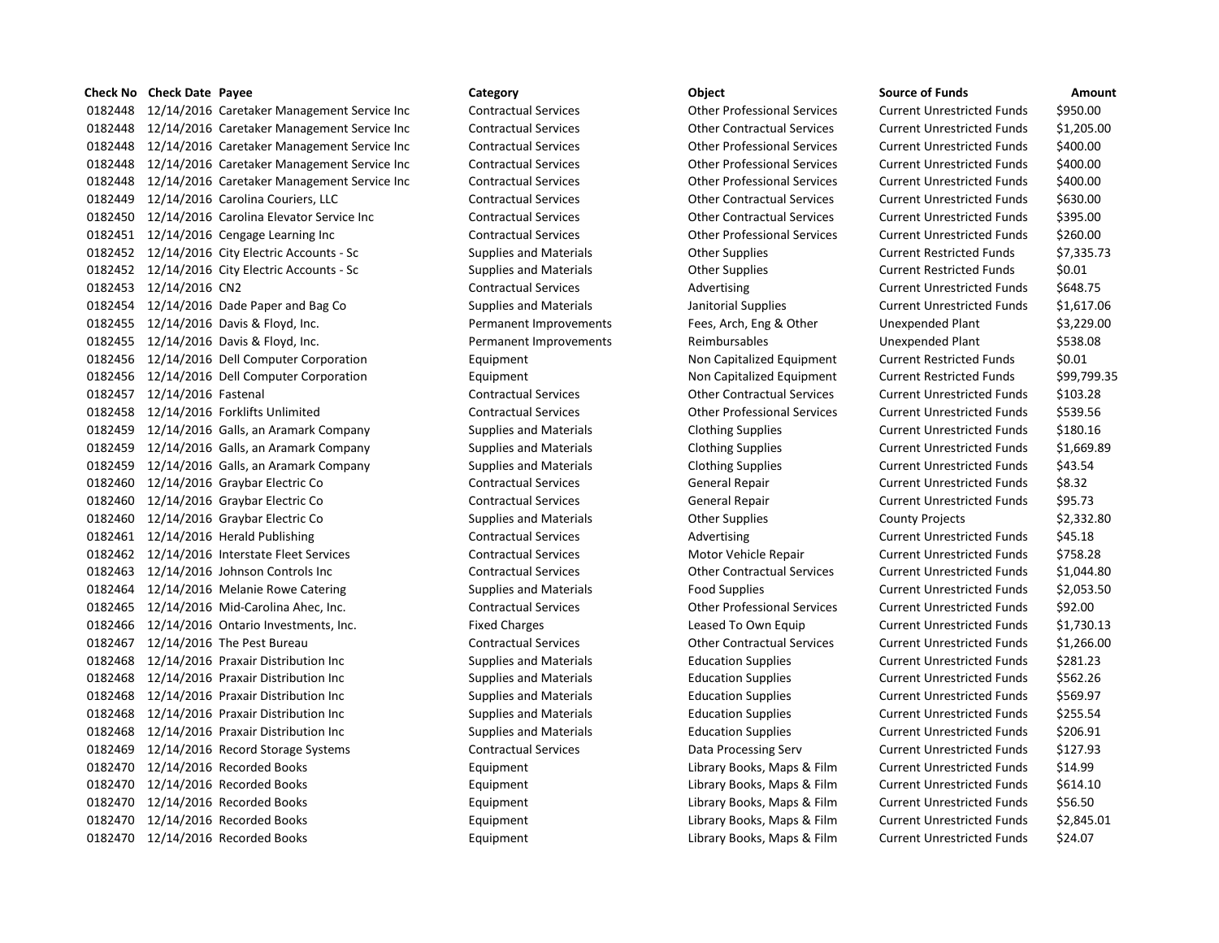| Check No | Check Date | Payee | Category | Object | Source of Funds | Amount |
|---|---|---|---|---|---|---|
| 0182448 | 12/14/2016 | Caretaker Management Service Inc | Contractual Services | Other Professional Services | Current Unrestricted Funds | $950.00 |
| 0182448 | 12/14/2016 | Caretaker Management Service Inc | Contractual Services | Other Contractual Services | Current Unrestricted Funds | $1,205.00 |
| 0182448 | 12/14/2016 | Caretaker Management Service Inc | Contractual Services | Other Professional Services | Current Unrestricted Funds | $400.00 |
| 0182448 | 12/14/2016 | Caretaker Management Service Inc | Contractual Services | Other Professional Services | Current Unrestricted Funds | $400.00 |
| 0182448 | 12/14/2016 | Caretaker Management Service Inc | Contractual Services | Other Professional Services | Current Unrestricted Funds | $400.00 |
| 0182449 | 12/14/2016 | Carolina Couriers, LLC | Contractual Services | Other Contractual Services | Current Unrestricted Funds | $630.00 |
| 0182450 | 12/14/2016 | Carolina Elevator Service Inc | Contractual Services | Other Contractual Services | Current Unrestricted Funds | $395.00 |
| 0182451 | 12/14/2016 | Cengage Learning Inc | Contractual Services | Other Professional Services | Current Unrestricted Funds | $260.00 |
| 0182452 | 12/14/2016 | City Electric Accounts - Sc | Supplies and Materials | Other Supplies | Current Restricted Funds | $7,335.73 |
| 0182452 | 12/14/2016 | City Electric Accounts - Sc | Supplies and Materials | Other Supplies | Current Restricted Funds | $0.01 |
| 0182453 | 12/14/2016 | CN2 | Contractual Services | Advertising | Current Unrestricted Funds | $648.75 |
| 0182454 | 12/14/2016 | Dade Paper and Bag Co | Supplies and Materials | Janitorial Supplies | Current Unrestricted Funds | $1,617.06 |
| 0182455 | 12/14/2016 | Davis & Floyd, Inc. | Permanent Improvements | Fees, Arch, Eng & Other | Unexpended Plant | $3,229.00 |
| 0182455 | 12/14/2016 | Davis & Floyd, Inc. | Permanent Improvements | Reimbursables | Unexpended Plant | $538.08 |
| 0182456 | 12/14/2016 | Dell Computer Corporation | Equipment | Non Capitalized Equipment | Current Restricted Funds | $0.01 |
| 0182456 | 12/14/2016 | Dell Computer Corporation | Equipment | Non Capitalized Equipment | Current Restricted Funds | $99,799.35 |
| 0182457 | 12/14/2016 | Fastenal | Contractual Services | Other Contractual Services | Current Unrestricted Funds | $103.28 |
| 0182458 | 12/14/2016 | Forklifts Unlimited | Contractual Services | Other Professional Services | Current Unrestricted Funds | $539.56 |
| 0182459 | 12/14/2016 | Galls, an Aramark Company | Supplies and Materials | Clothing Supplies | Current Unrestricted Funds | $180.16 |
| 0182459 | 12/14/2016 | Galls, an Aramark Company | Supplies and Materials | Clothing Supplies | Current Unrestricted Funds | $1,669.89 |
| 0182459 | 12/14/2016 | Galls, an Aramark Company | Supplies and Materials | Clothing Supplies | Current Unrestricted Funds | $43.54 |
| 0182460 | 12/14/2016 | Graybar Electric Co | Contractual Services | General Repair | Current Unrestricted Funds | $8.32 |
| 0182460 | 12/14/2016 | Graybar Electric Co | Contractual Services | General Repair | Current Unrestricted Funds | $95.73 |
| 0182460 | 12/14/2016 | Graybar Electric Co | Supplies and Materials | Other Supplies | County Projects | $2,332.80 |
| 0182461 | 12/14/2016 | Herald Publishing | Contractual Services | Advertising | Current Unrestricted Funds | $45.18 |
| 0182462 | 12/14/2016 | Interstate Fleet Services | Contractual Services | Motor Vehicle Repair | Current Unrestricted Funds | $758.28 |
| 0182463 | 12/14/2016 | Johnson Controls Inc | Contractual Services | Other Contractual Services | Current Unrestricted Funds | $1,044.80 |
| 0182464 | 12/14/2016 | Melanie Rowe Catering | Supplies and Materials | Food Supplies | Current Unrestricted Funds | $2,053.50 |
| 0182465 | 12/14/2016 | Mid-Carolina Ahec, Inc. | Contractual Services | Other Professional Services | Current Unrestricted Funds | $92.00 |
| 0182466 | 12/14/2016 | Ontario Investments, Inc. | Fixed Charges | Leased To Own Equip | Current Unrestricted Funds | $1,730.13 |
| 0182467 | 12/14/2016 | The Pest Bureau | Contractual Services | Other Contractual Services | Current Unrestricted Funds | $1,266.00 |
| 0182468 | 12/14/2016 | Praxair Distribution Inc | Supplies and Materials | Education Supplies | Current Unrestricted Funds | $281.23 |
| 0182468 | 12/14/2016 | Praxair Distribution Inc | Supplies and Materials | Education Supplies | Current Unrestricted Funds | $562.26 |
| 0182468 | 12/14/2016 | Praxair Distribution Inc | Supplies and Materials | Education Supplies | Current Unrestricted Funds | $569.97 |
| 0182468 | 12/14/2016 | Praxair Distribution Inc | Supplies and Materials | Education Supplies | Current Unrestricted Funds | $255.54 |
| 0182468 | 12/14/2016 | Praxair Distribution Inc | Supplies and Materials | Education Supplies | Current Unrestricted Funds | $206.91 |
| 0182469 | 12/14/2016 | Record Storage Systems | Contractual Services | Data Processing Serv | Current Unrestricted Funds | $127.93 |
| 0182470 | 12/14/2016 | Recorded Books | Equipment | Library Books, Maps & Film | Current Unrestricted Funds | $14.99 |
| 0182470 | 12/14/2016 | Recorded Books | Equipment | Library Books, Maps & Film | Current Unrestricted Funds | $614.10 |
| 0182470 | 12/14/2016 | Recorded Books | Equipment | Library Books, Maps & Film | Current Unrestricted Funds | $56.50 |
| 0182470 | 12/14/2016 | Recorded Books | Equipment | Library Books, Maps & Film | Current Unrestricted Funds | $2,845.01 |
| 0182470 | 12/14/2016 | Recorded Books | Equipment | Library Books, Maps & Film | Current Unrestricted Funds | $24.07 |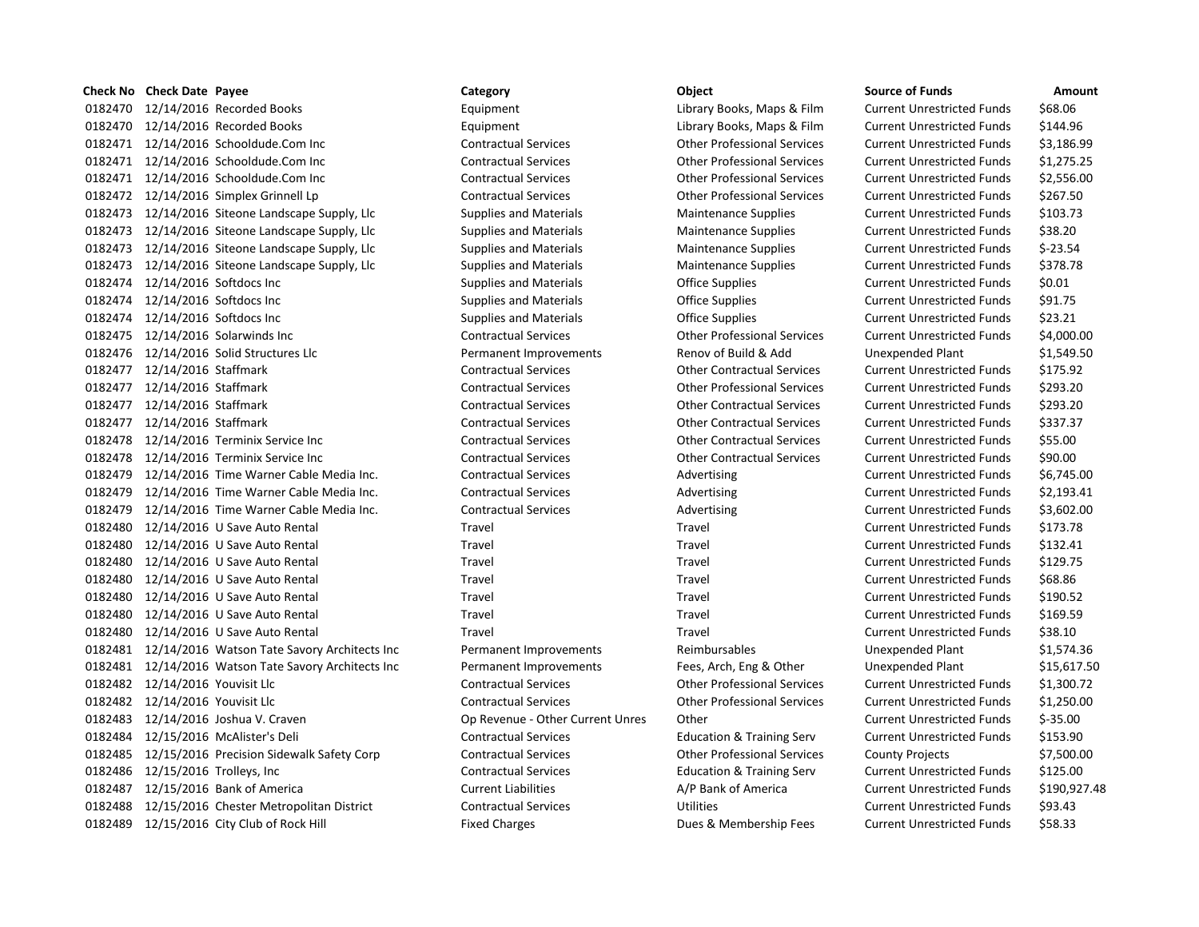| Check No | Check Date | Payee | Category | Object | Source of Funds | Amount |
|---|---|---|---|---|---|---|
| 0182470 | 12/14/2016 | Recorded Books | Equipment | Library Books, Maps & Film | Current Unrestricted Funds | $68.06 |
| 0182470 | 12/14/2016 | Recorded Books | Equipment | Library Books, Maps & Film | Current Unrestricted Funds | $144.96 |
| 0182471 | 12/14/2016 | Schooldude.Com Inc | Contractual Services | Other Professional Services | Current Unrestricted Funds | $3,186.99 |
| 0182471 | 12/14/2016 | Schooldude.Com Inc | Contractual Services | Other Professional Services | Current Unrestricted Funds | $1,275.25 |
| 0182471 | 12/14/2016 | Schooldude.Com Inc | Contractual Services | Other Professional Services | Current Unrestricted Funds | $2,556.00 |
| 0182472 | 12/14/2016 | Simplex Grinnell Lp | Contractual Services | Other Professional Services | Current Unrestricted Funds | $267.50 |
| 0182473 | 12/14/2016 | Siteone Landscape Supply, Llc | Supplies and Materials | Maintenance Supplies | Current Unrestricted Funds | $103.73 |
| 0182473 | 12/14/2016 | Siteone Landscape Supply, Llc | Supplies and Materials | Maintenance Supplies | Current Unrestricted Funds | $38.20 |
| 0182473 | 12/14/2016 | Siteone Landscape Supply, Llc | Supplies and Materials | Maintenance Supplies | Current Unrestricted Funds | $-23.54 |
| 0182473 | 12/14/2016 | Siteone Landscape Supply, Llc | Supplies and Materials | Maintenance Supplies | Current Unrestricted Funds | $378.78 |
| 0182474 | 12/14/2016 | Softdocs Inc | Supplies and Materials | Office Supplies | Current Unrestricted Funds | $0.01 |
| 0182474 | 12/14/2016 | Softdocs Inc | Supplies and Materials | Office Supplies | Current Unrestricted Funds | $91.75 |
| 0182474 | 12/14/2016 | Softdocs Inc | Supplies and Materials | Office Supplies | Current Unrestricted Funds | $23.21 |
| 0182475 | 12/14/2016 | Solarwinds Inc | Contractual Services | Other Professional Services | Current Unrestricted Funds | $4,000.00 |
| 0182476 | 12/14/2016 | Solid Structures Llc | Permanent Improvements | Renov of Build & Add | Unexpended Plant | $1,549.50 |
| 0182477 | 12/14/2016 | Staffmark | Contractual Services | Other Contractual Services | Current Unrestricted Funds | $175.92 |
| 0182477 | 12/14/2016 | Staffmark | Contractual Services | Other Professional Services | Current Unrestricted Funds | $293.20 |
| 0182477 | 12/14/2016 | Staffmark | Contractual Services | Other Contractual Services | Current Unrestricted Funds | $293.20 |
| 0182477 | 12/14/2016 | Staffmark | Contractual Services | Other Contractual Services | Current Unrestricted Funds | $337.37 |
| 0182478 | 12/14/2016 | Terminix Service Inc | Contractual Services | Other Contractual Services | Current Unrestricted Funds | $55.00 |
| 0182478 | 12/14/2016 | Terminix Service Inc | Contractual Services | Other Contractual Services | Current Unrestricted Funds | $90.00 |
| 0182479 | 12/14/2016 | Time Warner Cable Media Inc. | Contractual Services | Advertising | Current Unrestricted Funds | $6,745.00 |
| 0182479 | 12/14/2016 | Time Warner Cable Media Inc. | Contractual Services | Advertising | Current Unrestricted Funds | $2,193.41 |
| 0182479 | 12/14/2016 | Time Warner Cable Media Inc. | Contractual Services | Advertising | Current Unrestricted Funds | $3,602.00 |
| 0182480 | 12/14/2016 | U Save Auto Rental | Travel | Travel | Current Unrestricted Funds | $173.78 |
| 0182480 | 12/14/2016 | U Save Auto Rental | Travel | Travel | Current Unrestricted Funds | $132.41 |
| 0182480 | 12/14/2016 | U Save Auto Rental | Travel | Travel | Current Unrestricted Funds | $129.75 |
| 0182480 | 12/14/2016 | U Save Auto Rental | Travel | Travel | Current Unrestricted Funds | $68.86 |
| 0182480 | 12/14/2016 | U Save Auto Rental | Travel | Travel | Current Unrestricted Funds | $190.52 |
| 0182480 | 12/14/2016 | U Save Auto Rental | Travel | Travel | Current Unrestricted Funds | $169.59 |
| 0182480 | 12/14/2016 | U Save Auto Rental | Travel | Travel | Current Unrestricted Funds | $38.10 |
| 0182481 | 12/14/2016 | Watson Tate Savory Architects Inc | Permanent Improvements | Reimbursables | Unexpended Plant | $1,574.36 |
| 0182481 | 12/14/2016 | Watson Tate Savory Architects Inc | Permanent Improvements | Fees, Arch, Eng & Other | Unexpended Plant | $15,617.50 |
| 0182482 | 12/14/2016 | Youvisit Llc | Contractual Services | Other Professional Services | Current Unrestricted Funds | $1,300.72 |
| 0182482 | 12/14/2016 | Youvisit Llc | Contractual Services | Other Professional Services | Current Unrestricted Funds | $1,250.00 |
| 0182483 | 12/14/2016 | Joshua V. Craven | Op Revenue - Other Current Unres | Other | Current Unrestricted Funds | $-35.00 |
| 0182484 | 12/15/2016 | McAlister's Deli | Contractual Services | Education & Training Serv | Current Unrestricted Funds | $153.90 |
| 0182485 | 12/15/2016 | Precision Sidewalk Safety Corp | Contractual Services | Other Professional Services | County Projects | $7,500.00 |
| 0182486 | 12/15/2016 | Trolleys, Inc | Contractual Services | Education & Training Serv | Current Unrestricted Funds | $125.00 |
| 0182487 | 12/15/2016 | Bank of America | Current Liabilities | A/P Bank of America | Current Unrestricted Funds | $190,927.48 |
| 0182488 | 12/15/2016 | Chester Metropolitan District | Contractual Services | Utilities | Current Unrestricted Funds | $93.43 |
| 0182489 | 12/15/2016 | City Club of Rock Hill | Fixed Charges | Dues & Membership Fees | Current Unrestricted Funds | $58.33 |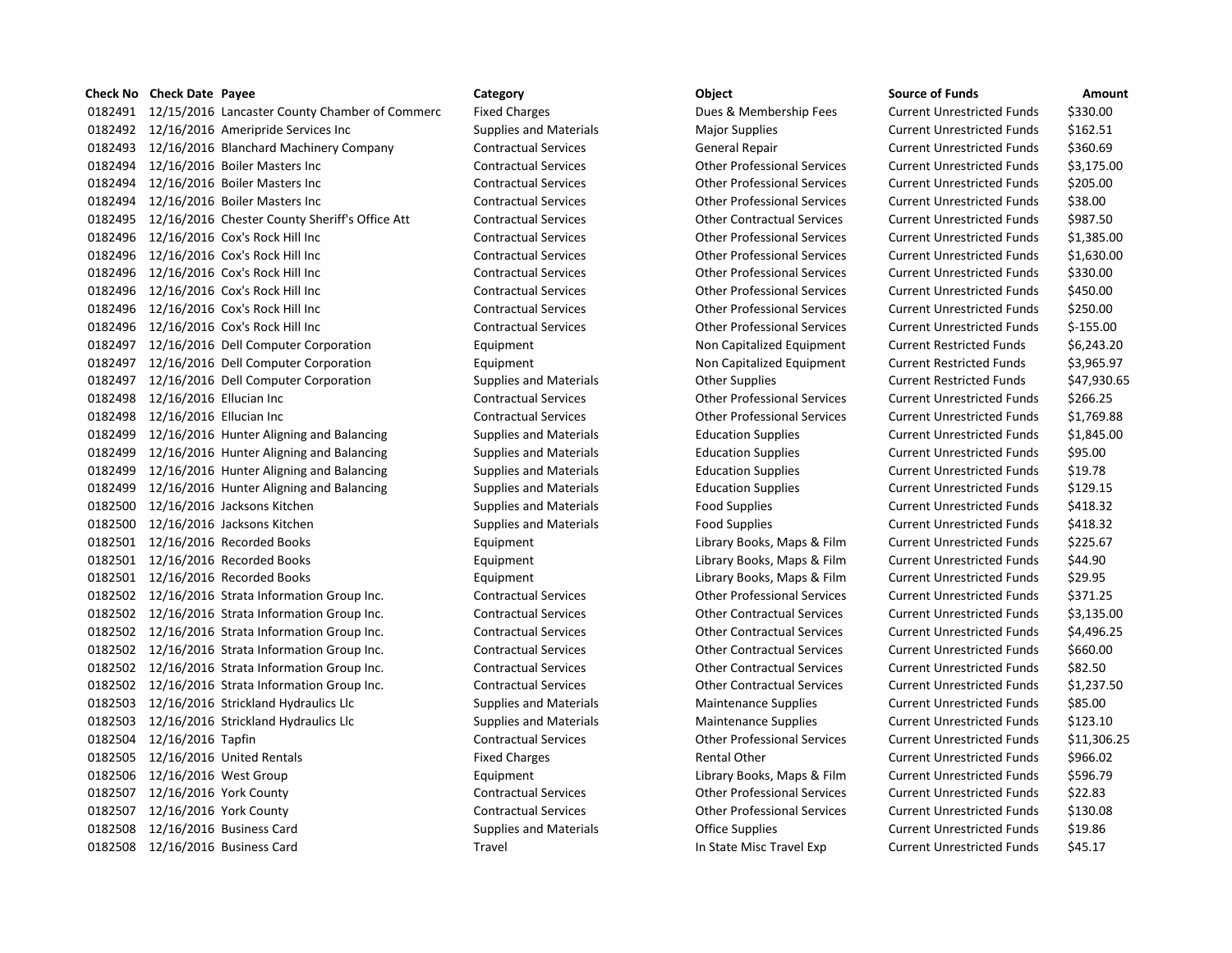| Check No | Check Date | Payee | Category | Object | Source of Funds | Amount |
|---|---|---|---|---|---|---|
| 0182491 | 12/15/2016 | Lancaster County Chamber of Commerc | Fixed Charges | Dues & Membership Fees | Current Unrestricted Funds | $330.00 |
| 0182492 | 12/16/2016 | Ameripride Services Inc | Supplies and Materials | Major Supplies | Current Unrestricted Funds | $162.51 |
| 0182493 | 12/16/2016 | Blanchard Machinery Company | Contractual Services | General Repair | Current Unrestricted Funds | $360.69 |
| 0182494 | 12/16/2016 | Boiler Masters Inc | Contractual Services | Other Professional Services | Current Unrestricted Funds | $3,175.00 |
| 0182494 | 12/16/2016 | Boiler Masters Inc | Contractual Services | Other Professional Services | Current Unrestricted Funds | $205.00 |
| 0182494 | 12/16/2016 | Boiler Masters Inc | Contractual Services | Other Professional Services | Current Unrestricted Funds | $38.00 |
| 0182495 | 12/16/2016 | Chester County Sheriff's Office Att | Contractual Services | Other Contractual Services | Current Unrestricted Funds | $987.50 |
| 0182496 | 12/16/2016 | Cox's Rock Hill Inc | Contractual Services | Other Professional Services | Current Unrestricted Funds | $1,385.00 |
| 0182496 | 12/16/2016 | Cox's Rock Hill Inc | Contractual Services | Other Professional Services | Current Unrestricted Funds | $1,630.00 |
| 0182496 | 12/16/2016 | Cox's Rock Hill Inc | Contractual Services | Other Professional Services | Current Unrestricted Funds | $330.00 |
| 0182496 | 12/16/2016 | Cox's Rock Hill Inc | Contractual Services | Other Professional Services | Current Unrestricted Funds | $450.00 |
| 0182496 | 12/16/2016 | Cox's Rock Hill Inc | Contractual Services | Other Professional Services | Current Unrestricted Funds | $250.00 |
| 0182496 | 12/16/2016 | Cox's Rock Hill Inc | Contractual Services | Other Professional Services | Current Unrestricted Funds | $-155.00 |
| 0182497 | 12/16/2016 | Dell Computer Corporation | Equipment | Non Capitalized Equipment | Current Restricted Funds | $6,243.20 |
| 0182497 | 12/16/2016 | Dell Computer Corporation | Equipment | Non Capitalized Equipment | Current Restricted Funds | $3,965.97 |
| 0182497 | 12/16/2016 | Dell Computer Corporation | Supplies and Materials | Other Supplies | Current Restricted Funds | $47,930.65 |
| 0182498 | 12/16/2016 | Ellucian Inc | Contractual Services | Other Professional Services | Current Unrestricted Funds | $266.25 |
| 0182498 | 12/16/2016 | Ellucian Inc | Contractual Services | Other Professional Services | Current Unrestricted Funds | $1,769.88 |
| 0182499 | 12/16/2016 | Hunter Aligning and Balancing | Supplies and Materials | Education Supplies | Current Unrestricted Funds | $1,845.00 |
| 0182499 | 12/16/2016 | Hunter Aligning and Balancing | Supplies and Materials | Education Supplies | Current Unrestricted Funds | $95.00 |
| 0182499 | 12/16/2016 | Hunter Aligning and Balancing | Supplies and Materials | Education Supplies | Current Unrestricted Funds | $19.78 |
| 0182499 | 12/16/2016 | Hunter Aligning and Balancing | Supplies and Materials | Education Supplies | Current Unrestricted Funds | $129.15 |
| 0182500 | 12/16/2016 | Jacksons Kitchen | Supplies and Materials | Food Supplies | Current Unrestricted Funds | $418.32 |
| 0182500 | 12/16/2016 | Jacksons Kitchen | Supplies and Materials | Food Supplies | Current Unrestricted Funds | $418.32 |
| 0182501 | 12/16/2016 | Recorded Books | Equipment | Library Books, Maps & Film | Current Unrestricted Funds | $225.67 |
| 0182501 | 12/16/2016 | Recorded Books | Equipment | Library Books, Maps & Film | Current Unrestricted Funds | $44.90 |
| 0182501 | 12/16/2016 | Recorded Books | Equipment | Library Books, Maps & Film | Current Unrestricted Funds | $29.95 |
| 0182502 | 12/16/2016 | Strata Information Group Inc. | Contractual Services | Other Professional Services | Current Unrestricted Funds | $371.25 |
| 0182502 | 12/16/2016 | Strata Information Group Inc. | Contractual Services | Other Contractual Services | Current Unrestricted Funds | $3,135.00 |
| 0182502 | 12/16/2016 | Strata Information Group Inc. | Contractual Services | Other Contractual Services | Current Unrestricted Funds | $4,496.25 |
| 0182502 | 12/16/2016 | Strata Information Group Inc. | Contractual Services | Other Contractual Services | Current Unrestricted Funds | $660.00 |
| 0182502 | 12/16/2016 | Strata Information Group Inc. | Contractual Services | Other Contractual Services | Current Unrestricted Funds | $82.50 |
| 0182502 | 12/16/2016 | Strata Information Group Inc. | Contractual Services | Other Contractual Services | Current Unrestricted Funds | $1,237.50 |
| 0182503 | 12/16/2016 | Strickland Hydraulics Llc | Supplies and Materials | Maintenance Supplies | Current Unrestricted Funds | $85.00 |
| 0182503 | 12/16/2016 | Strickland Hydraulics Llc | Supplies and Materials | Maintenance Supplies | Current Unrestricted Funds | $123.10 |
| 0182504 | 12/16/2016 | Tapfin | Contractual Services | Other Professional Services | Current Unrestricted Funds | $11,306.25 |
| 0182505 | 12/16/2016 | United Rentals | Fixed Charges | Rental Other | Current Unrestricted Funds | $966.02 |
| 0182506 | 12/16/2016 | West Group | Equipment | Library Books, Maps & Film | Current Unrestricted Funds | $596.79 |
| 0182507 | 12/16/2016 | York County | Contractual Services | Other Professional Services | Current Unrestricted Funds | $22.83 |
| 0182507 | 12/16/2016 | York County | Contractual Services | Other Professional Services | Current Unrestricted Funds | $130.08 |
| 0182508 | 12/16/2016 | Business Card | Supplies and Materials | Office Supplies | Current Unrestricted Funds | $19.86 |
| 0182508 | 12/16/2016 | Business Card | Travel | In State Misc Travel Exp | Current Unrestricted Funds | $45.17 |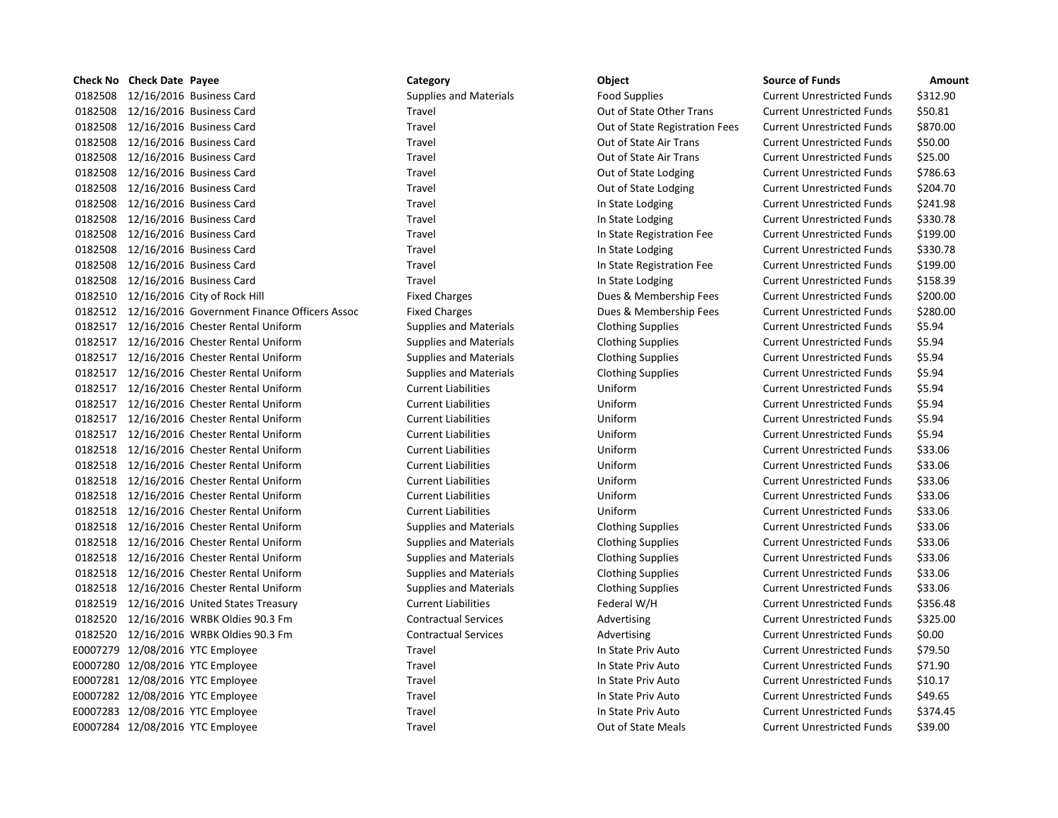| Check No | Check Date | Payee | Category | Object | Source of Funds | Amount |
|---|---|---|---|---|---|---|
| 0182508 | 12/16/2016 | Business Card | Supplies and Materials | Food Supplies | Current Unrestricted Funds | $312.90 |
| 0182508 | 12/16/2016 | Business Card | Travel | Out of State Other Trans | Current Unrestricted Funds | $50.81 |
| 0182508 | 12/16/2016 | Business Card | Travel | Out of State Registration Fees | Current Unrestricted Funds | $870.00 |
| 0182508 | 12/16/2016 | Business Card | Travel | Out of State Air Trans | Current Unrestricted Funds | $50.00 |
| 0182508 | 12/16/2016 | Business Card | Travel | Out of State Air Trans | Current Unrestricted Funds | $25.00 |
| 0182508 | 12/16/2016 | Business Card | Travel | Out of State Lodging | Current Unrestricted Funds | $786.63 |
| 0182508 | 12/16/2016 | Business Card | Travel | Out of State Lodging | Current Unrestricted Funds | $204.70 |
| 0182508 | 12/16/2016 | Business Card | Travel | In State Lodging | Current Unrestricted Funds | $241.98 |
| 0182508 | 12/16/2016 | Business Card | Travel | In State Lodging | Current Unrestricted Funds | $330.78 |
| 0182508 | 12/16/2016 | Business Card | Travel | In State Registration Fee | Current Unrestricted Funds | $199.00 |
| 0182508 | 12/16/2016 | Business Card | Travel | In State Lodging | Current Unrestricted Funds | $330.78 |
| 0182508 | 12/16/2016 | Business Card | Travel | In State Registration Fee | Current Unrestricted Funds | $199.00 |
| 0182508 | 12/16/2016 | Business Card | Travel | In State Lodging | Current Unrestricted Funds | $158.39 |
| 0182510 | 12/16/2016 | City of Rock Hill | Fixed Charges | Dues & Membership Fees | Current Unrestricted Funds | $200.00 |
| 0182512 | 12/16/2016 | Government Finance Officers Assoc | Fixed Charges | Dues & Membership Fees | Current Unrestricted Funds | $280.00 |
| 0182517 | 12/16/2016 | Chester Rental Uniform | Supplies and Materials | Clothing Supplies | Current Unrestricted Funds | $5.94 |
| 0182517 | 12/16/2016 | Chester Rental Uniform | Supplies and Materials | Clothing Supplies | Current Unrestricted Funds | $5.94 |
| 0182517 | 12/16/2016 | Chester Rental Uniform | Supplies and Materials | Clothing Supplies | Current Unrestricted Funds | $5.94 |
| 0182517 | 12/16/2016 | Chester Rental Uniform | Supplies and Materials | Clothing Supplies | Current Unrestricted Funds | $5.94 |
| 0182517 | 12/16/2016 | Chester Rental Uniform | Current Liabilities | Uniform | Current Unrestricted Funds | $5.94 |
| 0182517 | 12/16/2016 | Chester Rental Uniform | Current Liabilities | Uniform | Current Unrestricted Funds | $5.94 |
| 0182517 | 12/16/2016 | Chester Rental Uniform | Current Liabilities | Uniform | Current Unrestricted Funds | $5.94 |
| 0182517 | 12/16/2016 | Chester Rental Uniform | Current Liabilities | Uniform | Current Unrestricted Funds | $5.94 |
| 0182518 | 12/16/2016 | Chester Rental Uniform | Current Liabilities | Uniform | Current Unrestricted Funds | $33.06 |
| 0182518 | 12/16/2016 | Chester Rental Uniform | Current Liabilities | Uniform | Current Unrestricted Funds | $33.06 |
| 0182518 | 12/16/2016 | Chester Rental Uniform | Current Liabilities | Uniform | Current Unrestricted Funds | $33.06 |
| 0182518 | 12/16/2016 | Chester Rental Uniform | Current Liabilities | Uniform | Current Unrestricted Funds | $33.06 |
| 0182518 | 12/16/2016 | Chester Rental Uniform | Current Liabilities | Uniform | Current Unrestricted Funds | $33.06 |
| 0182518 | 12/16/2016 | Chester Rental Uniform | Supplies and Materials | Clothing Supplies | Current Unrestricted Funds | $33.06 |
| 0182518 | 12/16/2016 | Chester Rental Uniform | Supplies and Materials | Clothing Supplies | Current Unrestricted Funds | $33.06 |
| 0182518 | 12/16/2016 | Chester Rental Uniform | Supplies and Materials | Clothing Supplies | Current Unrestricted Funds | $33.06 |
| 0182518 | 12/16/2016 | Chester Rental Uniform | Supplies and Materials | Clothing Supplies | Current Unrestricted Funds | $33.06 |
| 0182518 | 12/16/2016 | Chester Rental Uniform | Supplies and Materials | Clothing Supplies | Current Unrestricted Funds | $33.06 |
| 0182519 | 12/16/2016 | United States Treasury | Current Liabilities | Federal W/H | Current Unrestricted Funds | $356.48 |
| 0182520 | 12/16/2016 | WRBK Oldies 90.3 Fm | Contractual Services | Advertising | Current Unrestricted Funds | $325.00 |
| 0182520 | 12/16/2016 | WRBK Oldies 90.3 Fm | Contractual Services | Advertising | Current Unrestricted Funds | $0.00 |
| E0007279 | 12/08/2016 | YTC Employee | Travel | In State Priv Auto | Current Unrestricted Funds | $79.50 |
| E0007280 | 12/08/2016 | YTC Employee | Travel | In State Priv Auto | Current Unrestricted Funds | $71.90 |
| E0007281 | 12/08/2016 | YTC Employee | Travel | In State Priv Auto | Current Unrestricted Funds | $10.17 |
| E0007282 | 12/08/2016 | YTC Employee | Travel | In State Priv Auto | Current Unrestricted Funds | $49.65 |
| E0007283 | 12/08/2016 | YTC Employee | Travel | In State Priv Auto | Current Unrestricted Funds | $374.45 |
| E0007284 | 12/08/2016 | YTC Employee | Travel | Out of State Meals | Current Unrestricted Funds | $39.00 |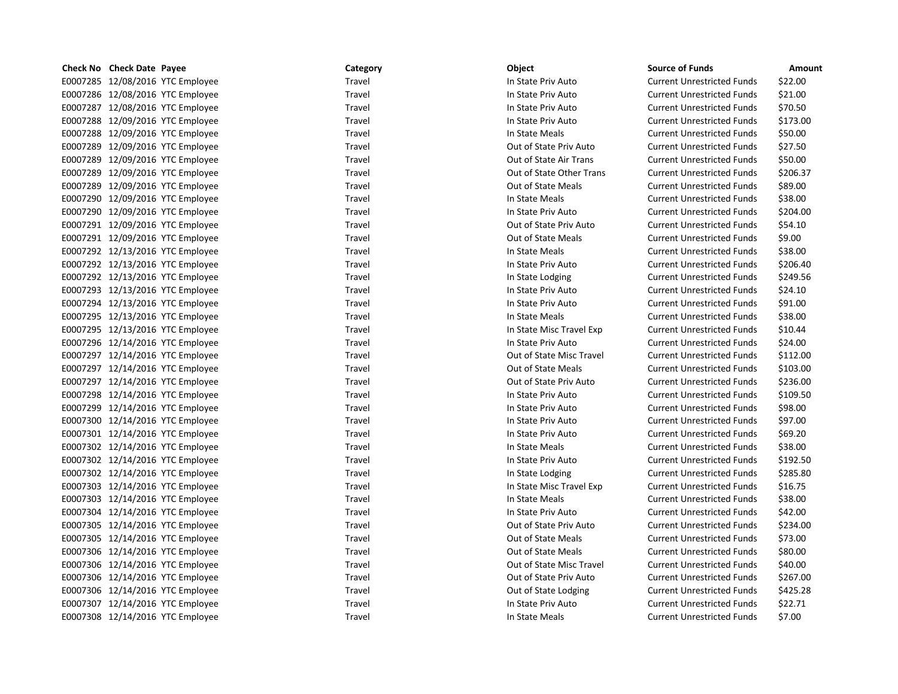| Check No | Check Date | Payee | Category | Object | Source of Funds | Amount |
|---|---|---|---|---|---|---|
| E0007285 | 12/08/2016 | YTC Employee | Travel | In State Priv Auto | Current Unrestricted Funds | $22.00 |
| E0007286 | 12/08/2016 | YTC Employee | Travel | In State Priv Auto | Current Unrestricted Funds | $21.00 |
| E0007287 | 12/08/2016 | YTC Employee | Travel | In State Priv Auto | Current Unrestricted Funds | $70.50 |
| E0007288 | 12/09/2016 | YTC Employee | Travel | In State Priv Auto | Current Unrestricted Funds | $173.00 |
| E0007288 | 12/09/2016 | YTC Employee | Travel | In State Meals | Current Unrestricted Funds | $50.00 |
| E0007289 | 12/09/2016 | YTC Employee | Travel | Out of State Priv Auto | Current Unrestricted Funds | $27.50 |
| E0007289 | 12/09/2016 | YTC Employee | Travel | Out of State Air Trans | Current Unrestricted Funds | $50.00 |
| E0007289 | 12/09/2016 | YTC Employee | Travel | Out of State Other Trans | Current Unrestricted Funds | $206.37 |
| E0007289 | 12/09/2016 | YTC Employee | Travel | Out of State Meals | Current Unrestricted Funds | $89.00 |
| E0007290 | 12/09/2016 | YTC Employee | Travel | In State Meals | Current Unrestricted Funds | $38.00 |
| E0007290 | 12/09/2016 | YTC Employee | Travel | In State Priv Auto | Current Unrestricted Funds | $204.00 |
| E0007291 | 12/09/2016 | YTC Employee | Travel | Out of State Priv Auto | Current Unrestricted Funds | $54.10 |
| E0007291 | 12/09/2016 | YTC Employee | Travel | Out of State Meals | Current Unrestricted Funds | $9.00 |
| E0007292 | 12/13/2016 | YTC Employee | Travel | In State Meals | Current Unrestricted Funds | $38.00 |
| E0007292 | 12/13/2016 | YTC Employee | Travel | In State Priv Auto | Current Unrestricted Funds | $206.40 |
| E0007292 | 12/13/2016 | YTC Employee | Travel | In State Lodging | Current Unrestricted Funds | $249.56 |
| E0007293 | 12/13/2016 | YTC Employee | Travel | In State Priv Auto | Current Unrestricted Funds | $24.10 |
| E0007294 | 12/13/2016 | YTC Employee | Travel | In State Priv Auto | Current Unrestricted Funds | $91.00 |
| E0007295 | 12/13/2016 | YTC Employee | Travel | In State Meals | Current Unrestricted Funds | $38.00 |
| E0007295 | 12/13/2016 | YTC Employee | Travel | In State Misc Travel Exp | Current Unrestricted Funds | $10.44 |
| E0007296 | 12/14/2016 | YTC Employee | Travel | In State Priv Auto | Current Unrestricted Funds | $24.00 |
| E0007297 | 12/14/2016 | YTC Employee | Travel | Out of State Misc Travel | Current Unrestricted Funds | $112.00 |
| E0007297 | 12/14/2016 | YTC Employee | Travel | Out of State Meals | Current Unrestricted Funds | $103.00 |
| E0007297 | 12/14/2016 | YTC Employee | Travel | Out of State Priv Auto | Current Unrestricted Funds | $236.00 |
| E0007298 | 12/14/2016 | YTC Employee | Travel | In State Priv Auto | Current Unrestricted Funds | $109.50 |
| E0007299 | 12/14/2016 | YTC Employee | Travel | In State Priv Auto | Current Unrestricted Funds | $98.00 |
| E0007300 | 12/14/2016 | YTC Employee | Travel | In State Priv Auto | Current Unrestricted Funds | $97.00 |
| E0007301 | 12/14/2016 | YTC Employee | Travel | In State Priv Auto | Current Unrestricted Funds | $69.20 |
| E0007302 | 12/14/2016 | YTC Employee | Travel | In State Meals | Current Unrestricted Funds | $38.00 |
| E0007302 | 12/14/2016 | YTC Employee | Travel | In State Priv Auto | Current Unrestricted Funds | $192.50 |
| E0007302 | 12/14/2016 | YTC Employee | Travel | In State Lodging | Current Unrestricted Funds | $285.80 |
| E0007303 | 12/14/2016 | YTC Employee | Travel | In State Misc Travel Exp | Current Unrestricted Funds | $16.75 |
| E0007303 | 12/14/2016 | YTC Employee | Travel | In State Meals | Current Unrestricted Funds | $38.00 |
| E0007304 | 12/14/2016 | YTC Employee | Travel | In State Priv Auto | Current Unrestricted Funds | $42.00 |
| E0007305 | 12/14/2016 | YTC Employee | Travel | Out of State Priv Auto | Current Unrestricted Funds | $234.00 |
| E0007305 | 12/14/2016 | YTC Employee | Travel | Out of State Meals | Current Unrestricted Funds | $73.00 |
| E0007306 | 12/14/2016 | YTC Employee | Travel | Out of State Meals | Current Unrestricted Funds | $80.00 |
| E0007306 | 12/14/2016 | YTC Employee | Travel | Out of State Misc Travel | Current Unrestricted Funds | $40.00 |
| E0007306 | 12/14/2016 | YTC Employee | Travel | Out of State Priv Auto | Current Unrestricted Funds | $267.00 |
| E0007306 | 12/14/2016 | YTC Employee | Travel | Out of State Lodging | Current Unrestricted Funds | $425.28 |
| E0007307 | 12/14/2016 | YTC Employee | Travel | In State Priv Auto | Current Unrestricted Funds | $22.71 |
| E0007308 | 12/14/2016 | YTC Employee | Travel | In State Meals | Current Unrestricted Funds | $7.00 |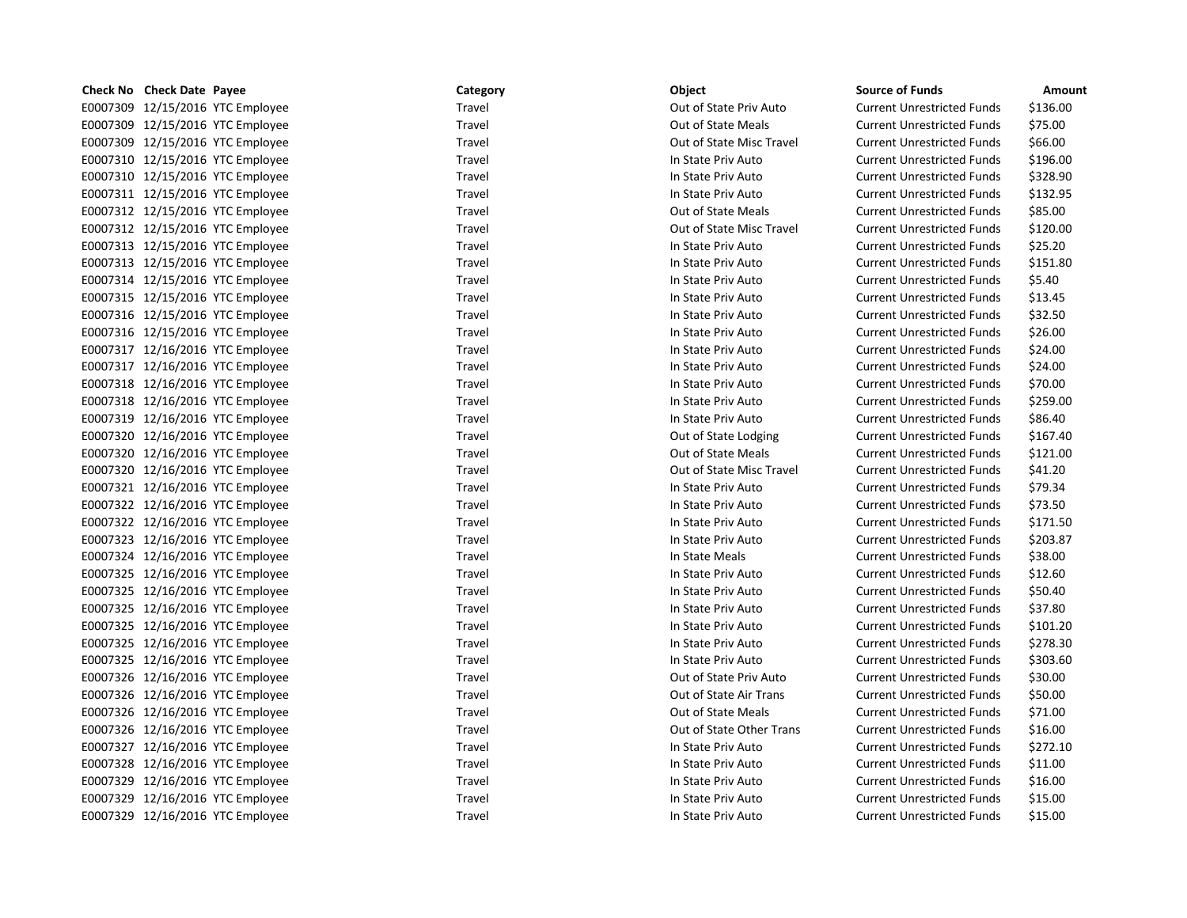| Check No | Check Date | Payee | Category | Object | Source of Funds | Amount |
|---|---|---|---|---|---|---|
| E0007309 | 12/15/2016 | YTC Employee | Travel | Out of State Priv Auto | Current Unrestricted Funds | $136.00 |
| E0007309 | 12/15/2016 | YTC Employee | Travel | Out of State Meals | Current Unrestricted Funds | $75.00 |
| E0007309 | 12/15/2016 | YTC Employee | Travel | Out of State Misc Travel | Current Unrestricted Funds | $66.00 |
| E0007310 | 12/15/2016 | YTC Employee | Travel | In State Priv Auto | Current Unrestricted Funds | $196.00 |
| E0007310 | 12/15/2016 | YTC Employee | Travel | In State Priv Auto | Current Unrestricted Funds | $328.90 |
| E0007311 | 12/15/2016 | YTC Employee | Travel | In State Priv Auto | Current Unrestricted Funds | $132.95 |
| E0007312 | 12/15/2016 | YTC Employee | Travel | Out of State Meals | Current Unrestricted Funds | $85.00 |
| E0007312 | 12/15/2016 | YTC Employee | Travel | Out of State Misc Travel | Current Unrestricted Funds | $120.00 |
| E0007313 | 12/15/2016 | YTC Employee | Travel | In State Priv Auto | Current Unrestricted Funds | $25.20 |
| E0007313 | 12/15/2016 | YTC Employee | Travel | In State Priv Auto | Current Unrestricted Funds | $151.80 |
| E0007314 | 12/15/2016 | YTC Employee | Travel | In State Priv Auto | Current Unrestricted Funds | $5.40 |
| E0007315 | 12/15/2016 | YTC Employee | Travel | In State Priv Auto | Current Unrestricted Funds | $13.45 |
| E0007316 | 12/15/2016 | YTC Employee | Travel | In State Priv Auto | Current Unrestricted Funds | $32.50 |
| E0007316 | 12/15/2016 | YTC Employee | Travel | In State Priv Auto | Current Unrestricted Funds | $26.00 |
| E0007317 | 12/16/2016 | YTC Employee | Travel | In State Priv Auto | Current Unrestricted Funds | $24.00 |
| E0007317 | 12/16/2016 | YTC Employee | Travel | In State Priv Auto | Current Unrestricted Funds | $24.00 |
| E0007318 | 12/16/2016 | YTC Employee | Travel | In State Priv Auto | Current Unrestricted Funds | $70.00 |
| E0007318 | 12/16/2016 | YTC Employee | Travel | In State Priv Auto | Current Unrestricted Funds | $259.00 |
| E0007319 | 12/16/2016 | YTC Employee | Travel | In State Priv Auto | Current Unrestricted Funds | $86.40 |
| E0007320 | 12/16/2016 | YTC Employee | Travel | Out of State Lodging | Current Unrestricted Funds | $167.40 |
| E0007320 | 12/16/2016 | YTC Employee | Travel | Out of State Meals | Current Unrestricted Funds | $121.00 |
| E0007320 | 12/16/2016 | YTC Employee | Travel | Out of State Misc Travel | Current Unrestricted Funds | $41.20 |
| E0007321 | 12/16/2016 | YTC Employee | Travel | In State Priv Auto | Current Unrestricted Funds | $79.34 |
| E0007322 | 12/16/2016 | YTC Employee | Travel | In State Priv Auto | Current Unrestricted Funds | $73.50 |
| E0007322 | 12/16/2016 | YTC Employee | Travel | In State Priv Auto | Current Unrestricted Funds | $171.50 |
| E0007323 | 12/16/2016 | YTC Employee | Travel | In State Priv Auto | Current Unrestricted Funds | $203.87 |
| E0007324 | 12/16/2016 | YTC Employee | Travel | In State Meals | Current Unrestricted Funds | $38.00 |
| E0007325 | 12/16/2016 | YTC Employee | Travel | In State Priv Auto | Current Unrestricted Funds | $12.60 |
| E0007325 | 12/16/2016 | YTC Employee | Travel | In State Priv Auto | Current Unrestricted Funds | $50.40 |
| E0007325 | 12/16/2016 | YTC Employee | Travel | In State Priv Auto | Current Unrestricted Funds | $37.80 |
| E0007325 | 12/16/2016 | YTC Employee | Travel | In State Priv Auto | Current Unrestricted Funds | $101.20 |
| E0007325 | 12/16/2016 | YTC Employee | Travel | In State Priv Auto | Current Unrestricted Funds | $278.30 |
| E0007325 | 12/16/2016 | YTC Employee | Travel | In State Priv Auto | Current Unrestricted Funds | $303.60 |
| E0007326 | 12/16/2016 | YTC Employee | Travel | Out of State Priv Auto | Current Unrestricted Funds | $30.00 |
| E0007326 | 12/16/2016 | YTC Employee | Travel | Out of State Air Trans | Current Unrestricted Funds | $50.00 |
| E0007326 | 12/16/2016 | YTC Employee | Travel | Out of State Meals | Current Unrestricted Funds | $71.00 |
| E0007326 | 12/16/2016 | YTC Employee | Travel | Out of State Other Trans | Current Unrestricted Funds | $16.00 |
| E0007327 | 12/16/2016 | YTC Employee | Travel | In State Priv Auto | Current Unrestricted Funds | $272.10 |
| E0007328 | 12/16/2016 | YTC Employee | Travel | In State Priv Auto | Current Unrestricted Funds | $11.00 |
| E0007329 | 12/16/2016 | YTC Employee | Travel | In State Priv Auto | Current Unrestricted Funds | $16.00 |
| E0007329 | 12/16/2016 | YTC Employee | Travel | In State Priv Auto | Current Unrestricted Funds | $15.00 |
| E0007329 | 12/16/2016 | YTC Employee | Travel | In State Priv Auto | Current Unrestricted Funds | $15.00 |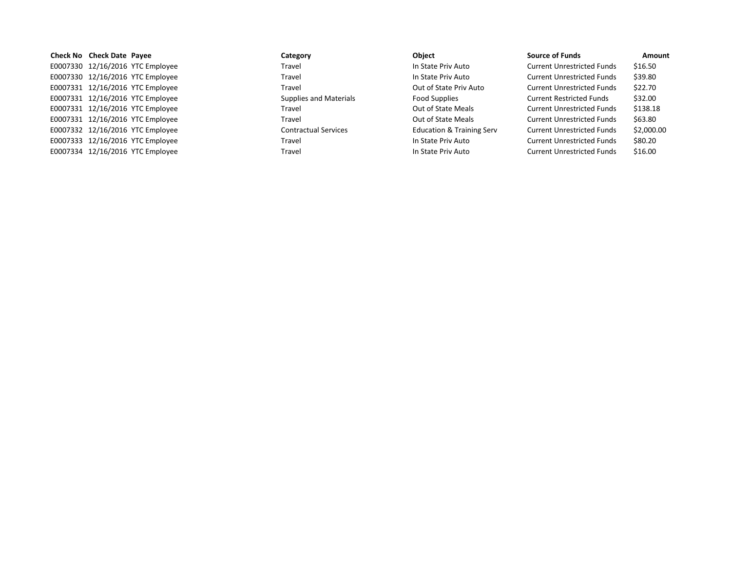| Check No | Check Date | Payee | Category | Object | Source of Funds | Amount |
|---|---|---|---|---|---|---|
| E0007330 | 12/16/2016 | YTC Employee | Travel | In State Priv Auto | Current Unrestricted Funds | $16.50 |
| E0007330 | 12/16/2016 | YTC Employee | Travel | In State Priv Auto | Current Unrestricted Funds | $39.80 |
| E0007331 | 12/16/2016 | YTC Employee | Travel | Out of State Priv Auto | Current Unrestricted Funds | $22.70 |
| E0007331 | 12/16/2016 | YTC Employee | Supplies and Materials | Food Supplies | Current Restricted Funds | $32.00 |
| E0007331 | 12/16/2016 | YTC Employee | Travel | Out of State Meals | Current Unrestricted Funds | $138.18 |
| E0007331 | 12/16/2016 | YTC Employee | Travel | Out of State Meals | Current Unrestricted Funds | $63.80 |
| E0007332 | 12/16/2016 | YTC Employee | Contractual Services | Education & Training Serv | Current Unrestricted Funds | $2,000.00 |
| E0007333 | 12/16/2016 | YTC Employee | Travel | In State Priv Auto | Current Unrestricted Funds | $80.20 |
| E0007334 | 12/16/2016 | YTC Employee | Travel | In State Priv Auto | Current Unrestricted Funds | $16.00 |